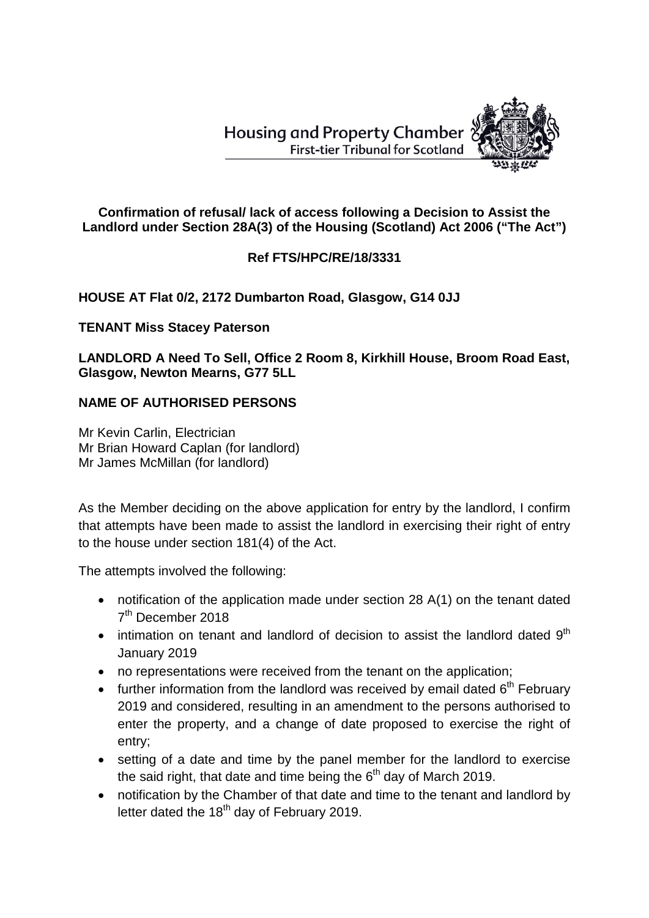Housing and Property Chamber
First-tier Tribunal for Scotland

**Confirmation of refusal/ lack of access following a Decision to Assist the Landlord under Section 28A(3) of the Housing (Scotland) Act 2006 ("The Act")**

**Ref FTS/HPC/RE/18/3331**

**HOUSE AT Flat 0/2, 2172 Dumbarton Road, Glasgow, G14 0JJ**

**TENANT Miss Stacey Paterson**

**LANDLORD A Need To Sell, Office 2 Room 8, Kirkhill House, Broom Road East, Glasgow, Newton Mearns, G77 5LL**

**NAME OF AUTHORISED PERSONS**

Mr Kevin Carlin, Electrician
Mr Brian Howard Caplan (for landlord)
Mr James McMillan (for landlord)

As the Member deciding on the above application for entry by the landlord, I confirm that attempts have been made to assist the landlord in exercising their right of entry to the house under section 181(4) of the Act.

The attempts involved the following:

- notification of the application made under section 28 A(1) on the tenant dated 7th December 2018
- intimation on tenant and landlord of decision to assist the landlord dated 9th January 2019
- no representations were received from the tenant on the application;
- further information from the landlord was received by email dated 6th February 2019 and considered, resulting in an amendment to the persons authorised to enter the property, and a change of date proposed to exercise the right of entry;
- setting of a date and time by the panel member for the landlord to exercise the said right, that date and time being the 6th day of March 2019.
- notification by the Chamber of that date and time to the tenant and landlord by letter dated the 18th day of February 2019.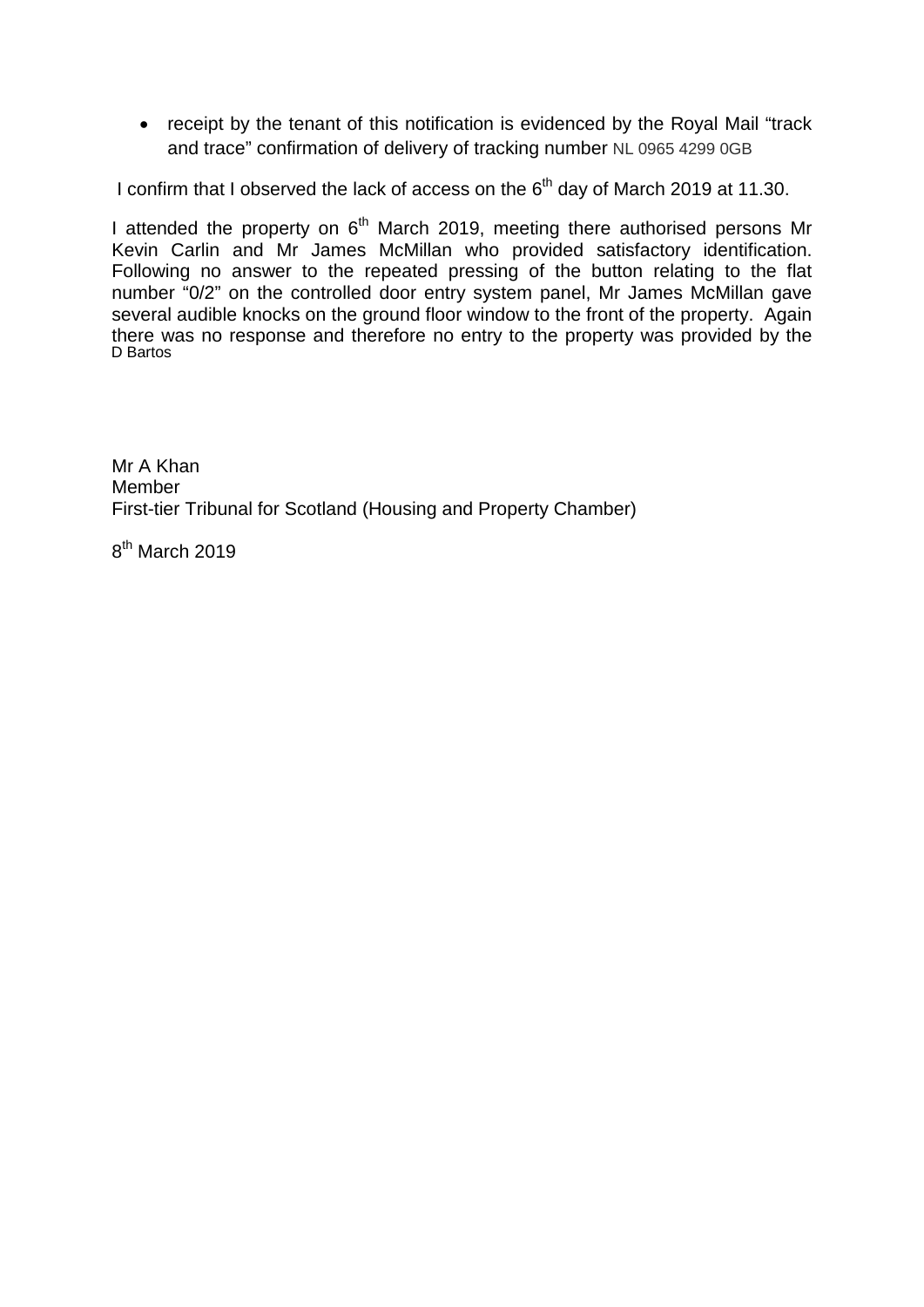- receipt by the tenant of this notification is evidenced by the Royal Mail "track and trace" confirmation of delivery of tracking number NL 0965 4299 0GB

I confirm that I observed the lack of access on the 6th day of March 2019 at 11.30.

I attended the property on 6th March 2019, meeting there authorised persons Mr Kevin Carlin and Mr James McMillan who provided satisfactory identification. Following no answer to the repeated pressing of the button relating to the flat number "0/2" on the controlled door entry system panel, Mr James McMillan gave several audible knocks on the ground floor window to the front of the property. Again there was no response and therefore no entry to the property was provided by the

D Bartos

Mr A Khan
Member
First-tier Tribunal for Scotland (Housing and Property Chamber)

8th March 2019